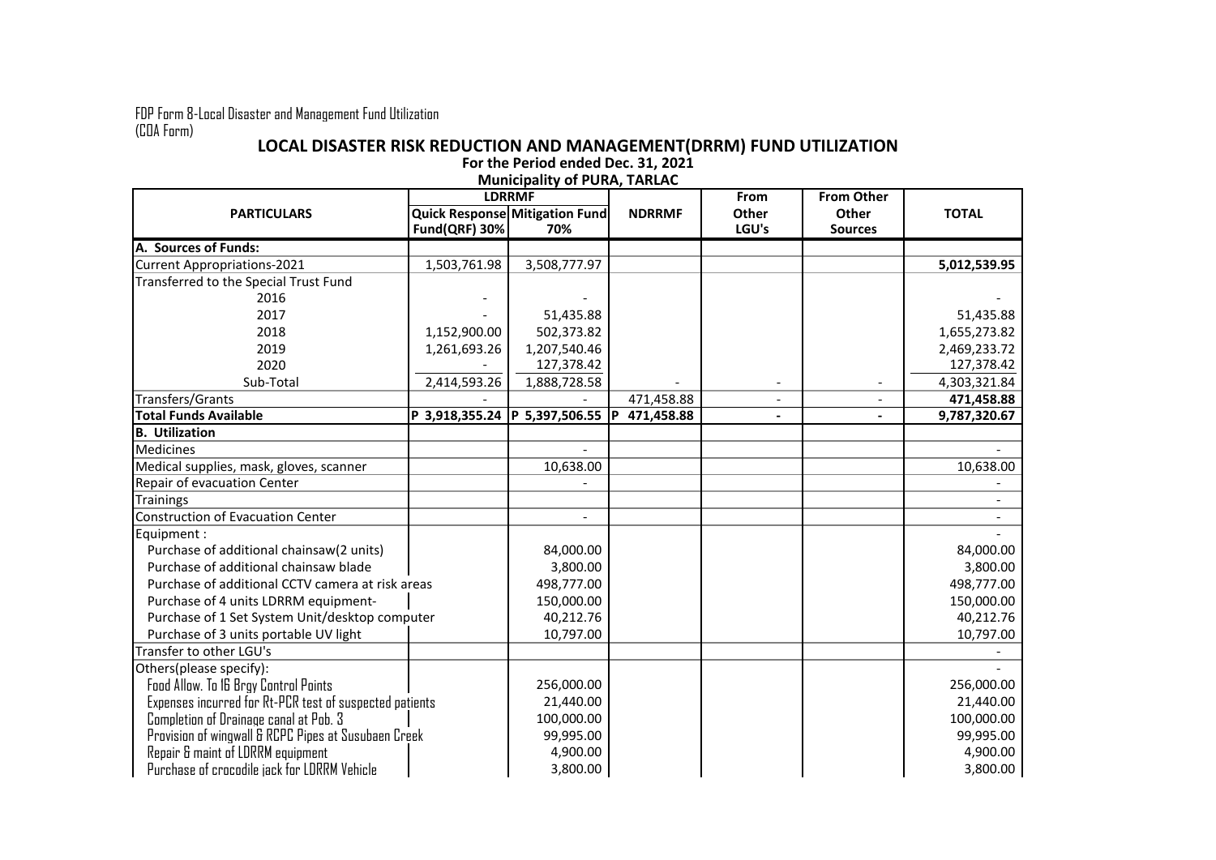FDP Form 8-Local Disaster and Management Fund Utilization
(COA Form)

# LOCAL DISASTER RISK REDUCTION AND MANAGEMENT(DRRM) FUND UTILIZATION

**For the Period ended Dec. 31, 2021**

**Municipality of PURA, TARLAC**

| PARTICULARS | LDRRMF | | NDRRMF | From Other LGU's | From Other Other Sources | TOTAL |
|---|---|---|---|---|---|---|
| | Quick Response Fund(QRF) 30% | Mitigation Fund 70% | | | | |
| **A. Sources of Funds:** | | | | | | |
| Current Appropriations-2021 | 1,503,761.98 | 3,508,777.97 | | | | **5,012,539.95** |
| Transferred to the Special Trust Fund | | | | | | |
| 2016 | - | - | | | | - |
| 2017 | - | 51,435.88 | | | | 51,435.88 |
| 2018 | 1,152,900.00 | 502,373.82 | | | | 1,655,273.82 |
| 2019 | 1,261,693.26 | 1,207,540.46 | | | | 2,469,233.72 |
| 2020 | - | 127,378.42 | | | | 127,378.42 |
| Sub-Total | 2,414,593.26 | 1,888,728.58 | - | - | - | 4,303,321.84 |
| Transfers/Grants | - | - | 471,458.88 | - | - | **471,458.88** |
| **Total Funds Available** | **P 3,918,355.24** | **P 5,397,506.55** | **P 471,458.88** | **-** | **-** | **9,787,320.67** |
| **B. Utilization** | | | | | | |
| Medicines | | - | | | | - |
| Medical supplies, mask, gloves, scanner | | 10,638.00 | | | | 10,638.00 |
| Repair of evacuation Center | | - | | | | - |
| Trainings | | | | | | - |
| Construction of Evacuation Center | | - | | | | - |
| Equipment : | | | | | | - |
| Purchase of additional chainsaw(2 units) | | 84,000.00 | | | | 84,000.00 |
| Purchase of additional chainsaw blade | | 3,800.00 | | | | 3,800.00 |
| Purchase of additional CCTV camera at risk areas | | 498,777.00 | | | | 498,777.00 |
| Purchase of 4 units LDRRM equipment- | | 150,000.00 | | | | 150,000.00 |
| Purchase of 1 Set System Unit/desktop computer | | 40,212.76 | | | | 40,212.76 |
| Purchase of 3 units portable UV light | | 10,797.00 | | | | 10,797.00 |
| Transfer to other LGU's | | | | | | - |
| Others(please specify): | | | | | | - |
| Food Allow. To 16 Brgy Control Points | | 256,000.00 | | | | 256,000.00 |
| Expenses incurred for Rt-PCR test of suspected patients | | 21,440.00 | | | | 21,440.00 |
| Completion of Drainage canal at Pob. 3 | | 100,000.00 | | | | 100,000.00 |
| Provision of wingwall & RCPC Pipes at Susubaen Creek | | 99,995.00 | | | | 99,995.00 |
| Repair & maint of LDRRM equipment | | 4,900.00 | | | | 4,900.00 |
| Purchase of crocodile jack for LDRRM Vehicle | | 3,800.00 | | | | 3,800.00 |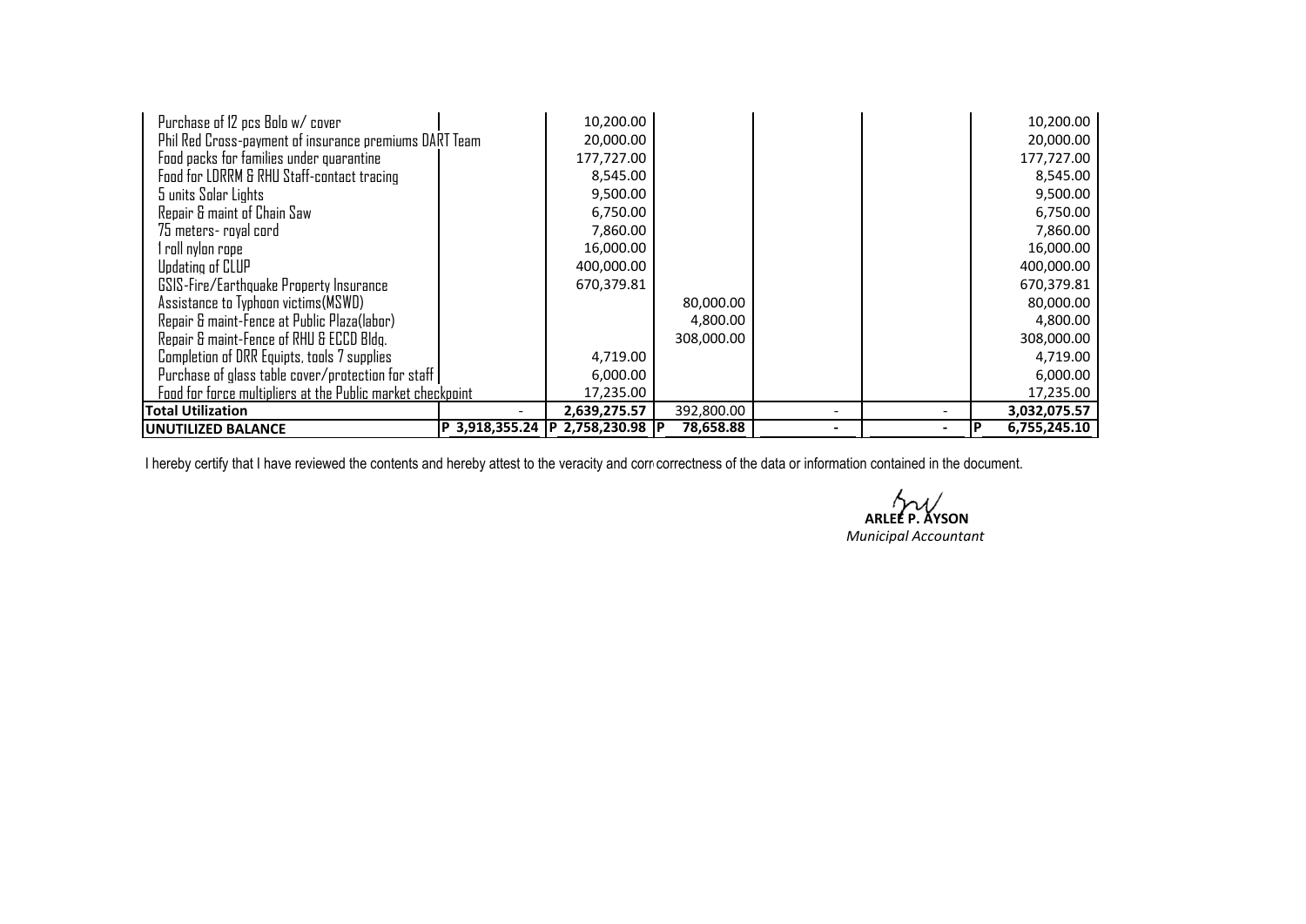| | | | | | | |
|---|---|---|---|---|---|---|
| Purchase of 12 pcs Bolo w/ cover | | 10,200.00 | | | | 10,200.00 |
| Phil Red Cross-payment of insurance premiums DART Team | | 20,000.00 | | | | 20,000.00 |
| Food packs for families under quarantine | | 177,727.00 | | | | 177,727.00 |
| Food for LDRRM & RHU Staff-contact tracing | | 8,545.00 | | | | 8,545.00 |
| 5 units Solar Lights | | 9,500.00 | | | | 9,500.00 |
| Repair & maint of Chain Saw | | 6,750.00 | | | | 6,750.00 |
| 75 meters- royal cord | | 7,860.00 | | | | 7,860.00 |
| 1 roll nylon rope | | 16,000.00 | | | | 16,000.00 |
| Updating of CLUP | | 400,000.00 | | | | 400,000.00 |
| GSIS-Fire/Earthquake Property Insurance | | 670,379.81 | | | | 670,379.81 |
| Assistance to Typhoon victims(MSWD) | | | 80,000.00 | | | 80,000.00 |
| Repair & maint-Fence at Public Plaza(labor) | | | 4,800.00 | | | 4,800.00 |
| Repair & maint-Fence of RHU & ECCD Bldg. | | | 308,000.00 | | | 308,000.00 |
| Completion of DRR Equipts, tools 7 supplies | | 4,719.00 | | | | 4,719.00 |
| Purchase of glass table cover/protection for staff | | 6,000.00 | | | | 6,000.00 |
| Food for force multipliers at the Public market checkpoint | | 17,235.00 | | | | 17,235.00 |
| **Total Utilization** | - | **2,639,275.57** | 392,800.00 | - | - | **3,032,075.57** |
| **UNUTILIZED BALANCE** | **P 3,918,355.24** | **P 2,758,230.98** | **P 78,658.88** | **-** | **-** | **P 6,755,245.10** |

I hereby certify that I have reviewed the contents and hereby attest to the veracity and corr correctness of the data or information contained in the document.

**ARLEE P. AYSON**
*Municipal Accountant*